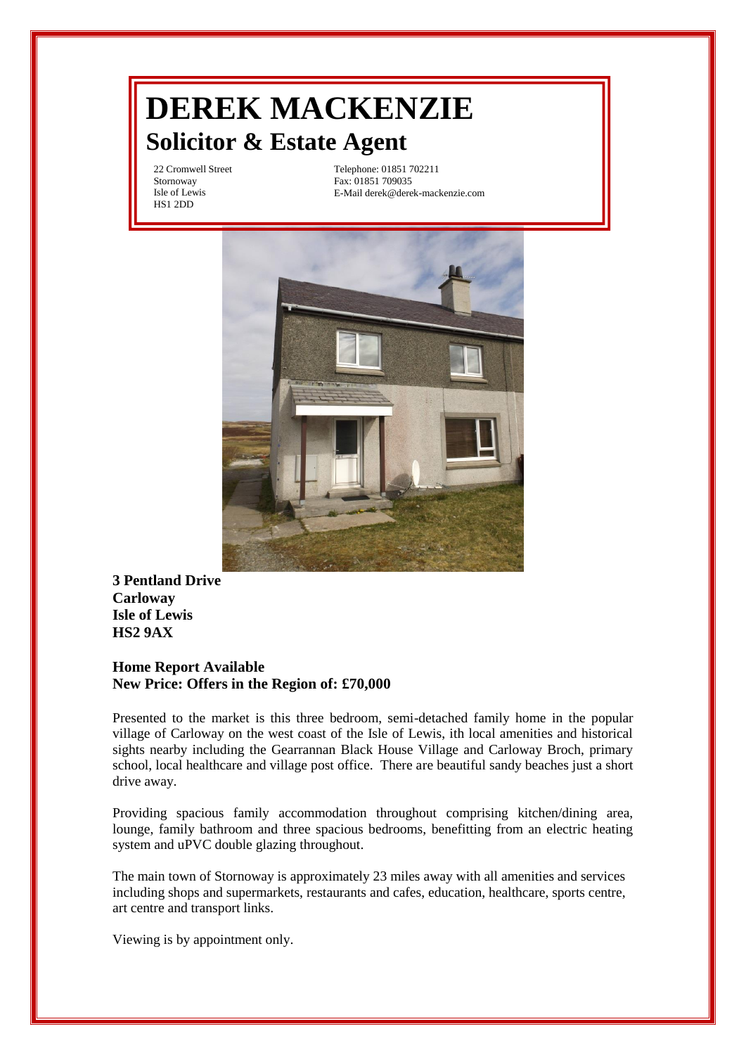# DEREK MACKENZIE

## Solicitor & Estate Agent

22 Cromwell Street
Stornoway
Isle of Lewis
HS1 2DD

Telephone: 01851 702211
Fax: 01851 709035
E-Mail derek@derek-mackenzie.com

**3 Pentland Drive**
**Carloway**
**Isle of Lewis**
**HS2 9AX**

**Home Report Available**
**New Price: Offers in the Region of: £70,000**

Presented to the market is this three bedroom, semi-detached family home in the popular village of Carloway on the west coast of the Isle of Lewis, ith local amenities and historical sights nearby including the Gearrannan Black House Village and Carloway Broch, primary school, local healthcare and village post office. There are beautiful sandy beaches just a short drive away.

Providing spacious family accommodation throughout comprising kitchen/dining area, lounge, family bathroom and three spacious bedrooms, benefitting from an electric heating system and uPVC double glazing throughout.

The main town of Stornoway is approximately 23 miles away with all amenities and services including shops and supermarkets, restaurants and cafes, education, healthcare, sports centre, art centre and transport links.

Viewing is by appointment only.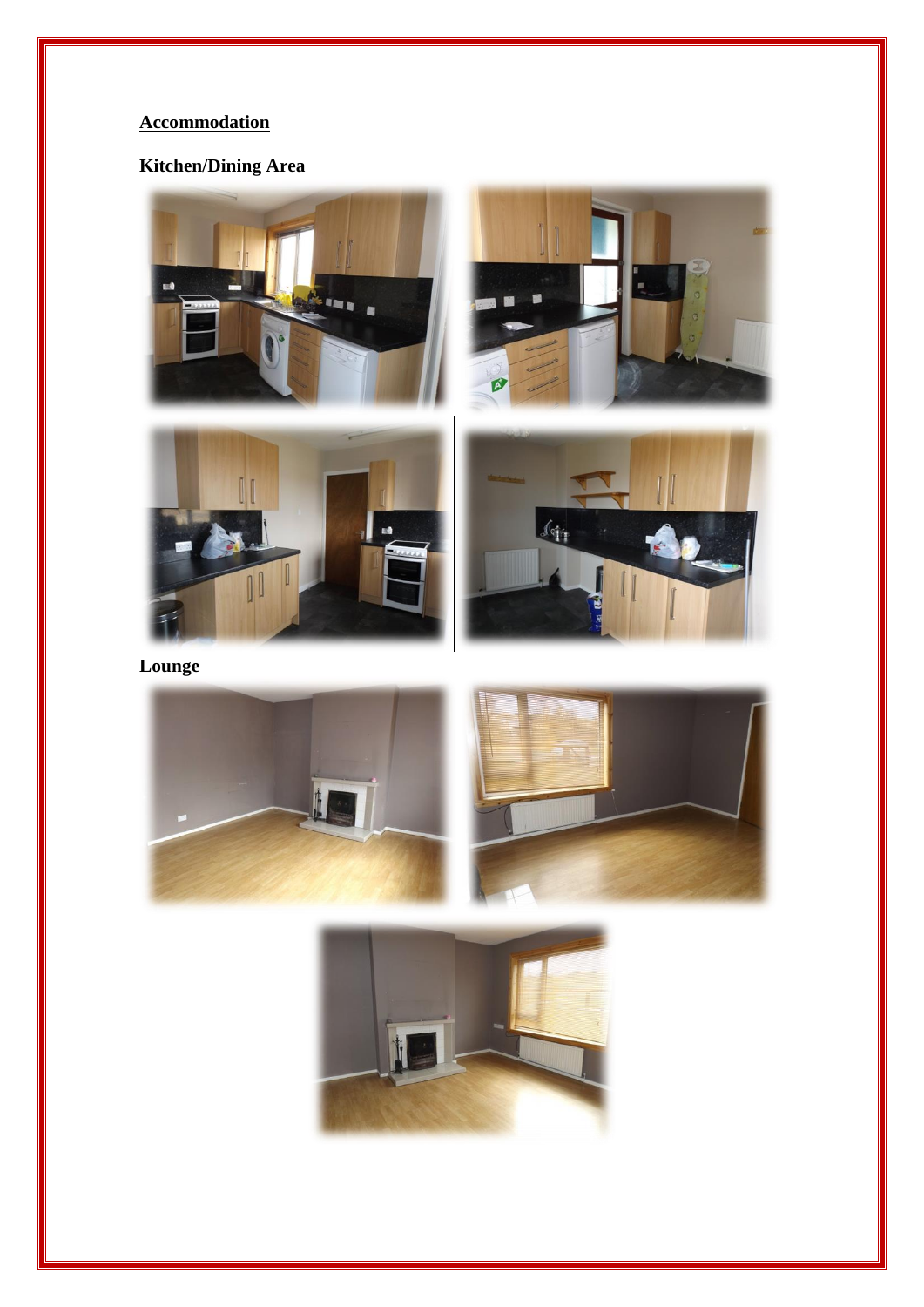## Accommodation

### Kitchen/Dining Area

### Lounge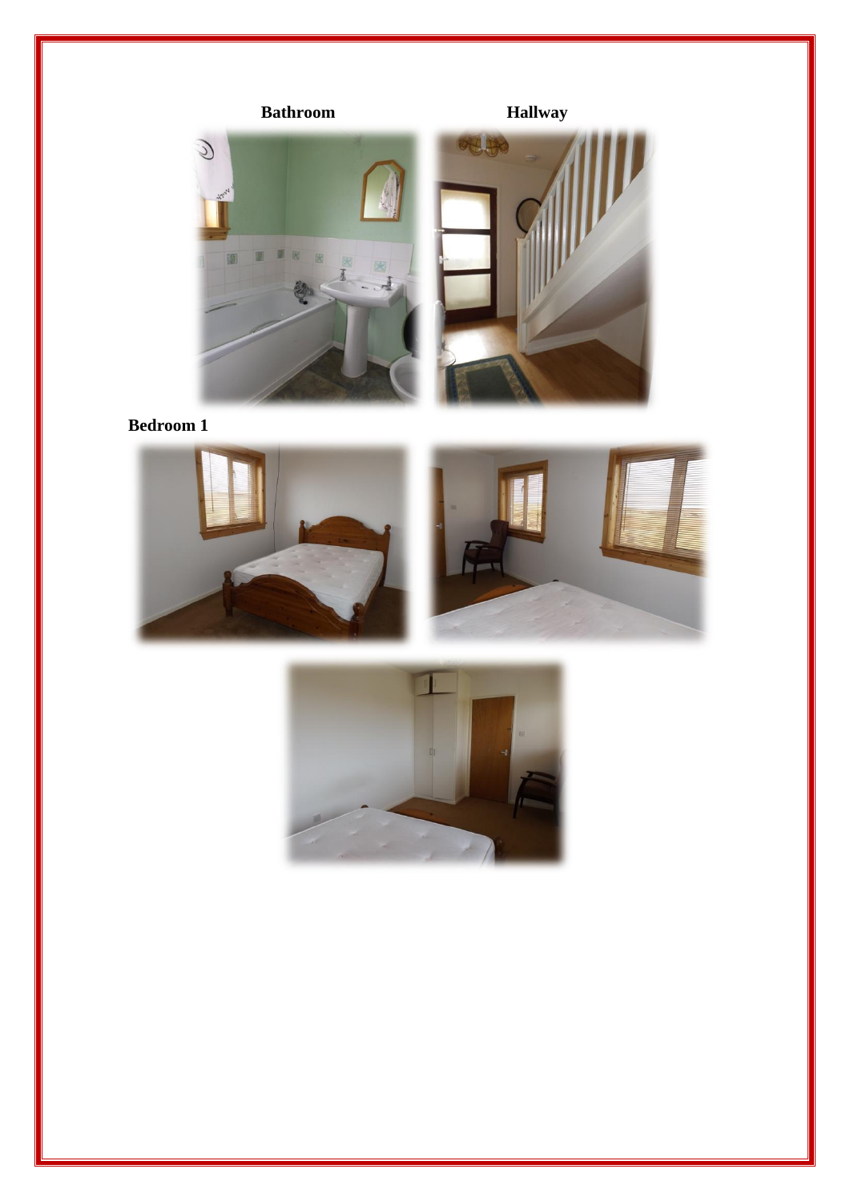**Bathroom**

**Hallway**

**Bedroom 1**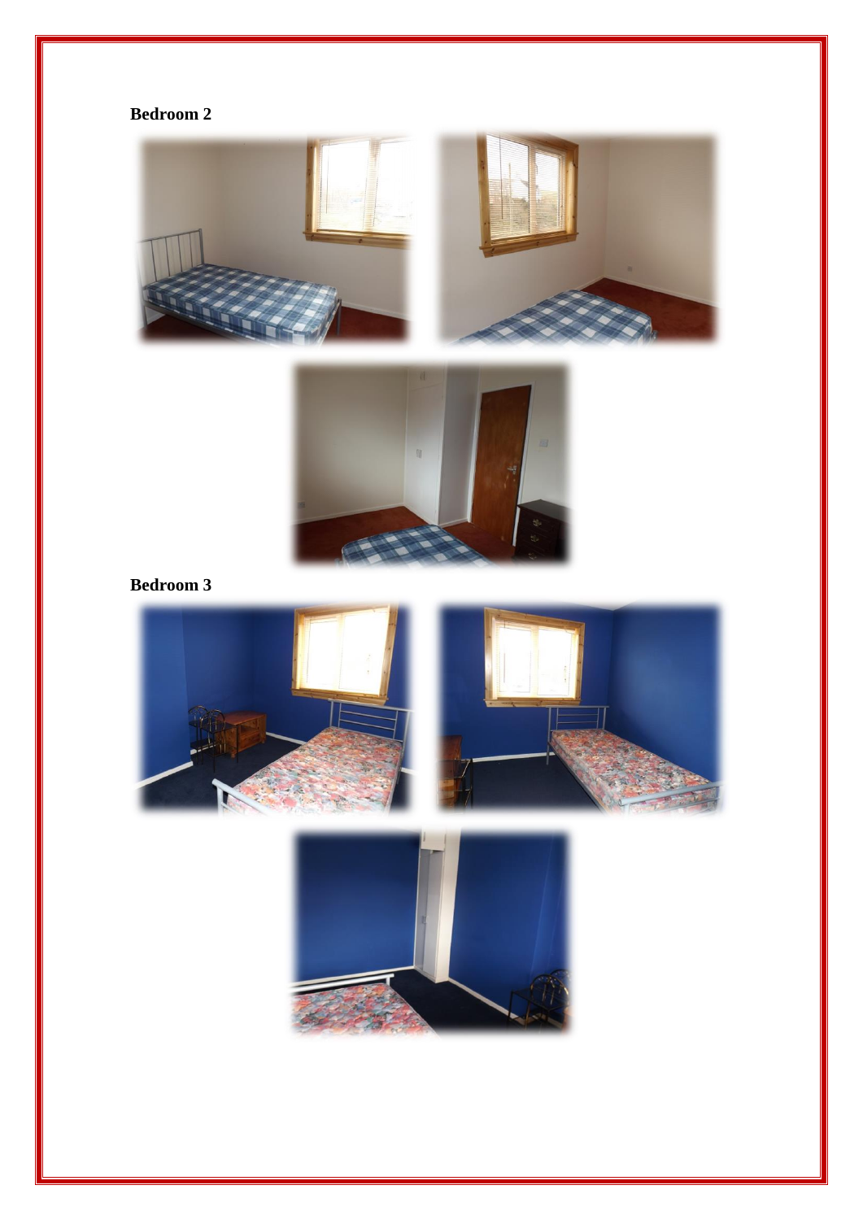**Bedroom 2**

**Bedroom 3**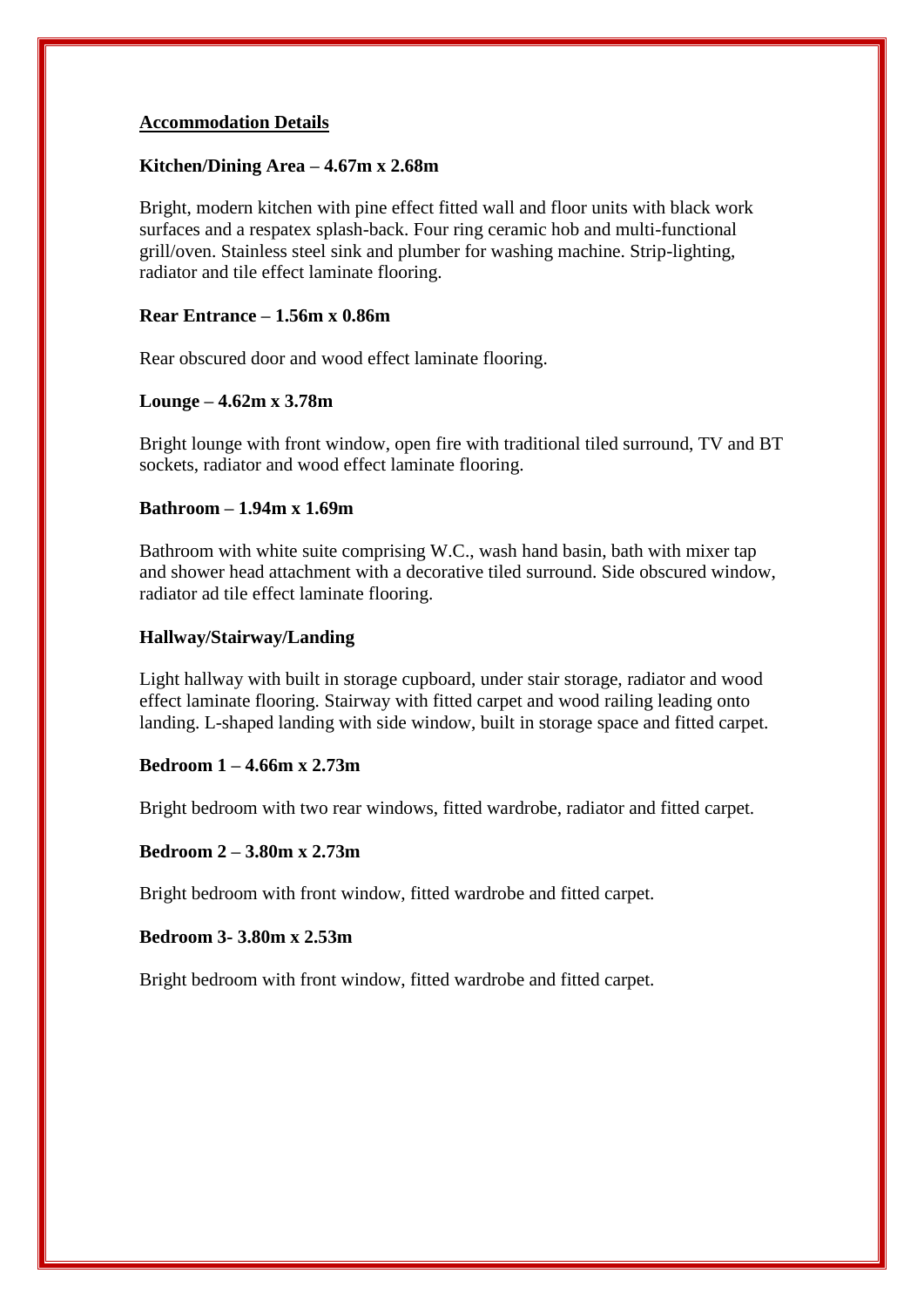## Accommodation Details

**Kitchen/Dining Area – 4.67m x 2.68m**

Bright, modern kitchen with pine effect fitted wall and floor units with black work surfaces and a respatex splash-back. Four ring ceramic hob and multi-functional grill/oven. Stainless steel sink and plumber for washing machine. Strip-lighting, radiator and tile effect laminate flooring.

**Rear Entrance – 1.56m x 0.86m**

Rear obscured door and wood effect laminate flooring.

**Lounge – 4.62m x 3.78m**

Bright lounge with front window, open fire with traditional tiled surround, TV and BT sockets, radiator and wood effect laminate flooring.

**Bathroom – 1.94m x 1.69m**

Bathroom with white suite comprising W.C., wash hand basin, bath with mixer tap and shower head attachment with a decorative tiled surround. Side obscured window, radiator ad tile effect laminate flooring.

**Hallway/Stairway/Landing**

Light hallway with built in storage cupboard, under stair storage, radiator and wood effect laminate flooring. Stairway with fitted carpet and wood railing leading onto landing. L-shaped landing with side window, built in storage space and fitted carpet.

**Bedroom 1 – 4.66m x 2.73m**

Bright bedroom with two rear windows, fitted wardrobe, radiator and fitted carpet.

**Bedroom 2 – 3.80m x 2.73m**

Bright bedroom with front window, fitted wardrobe and fitted carpet.

**Bedroom 3- 3.80m x 2.53m**

Bright bedroom with front window, fitted wardrobe and fitted carpet.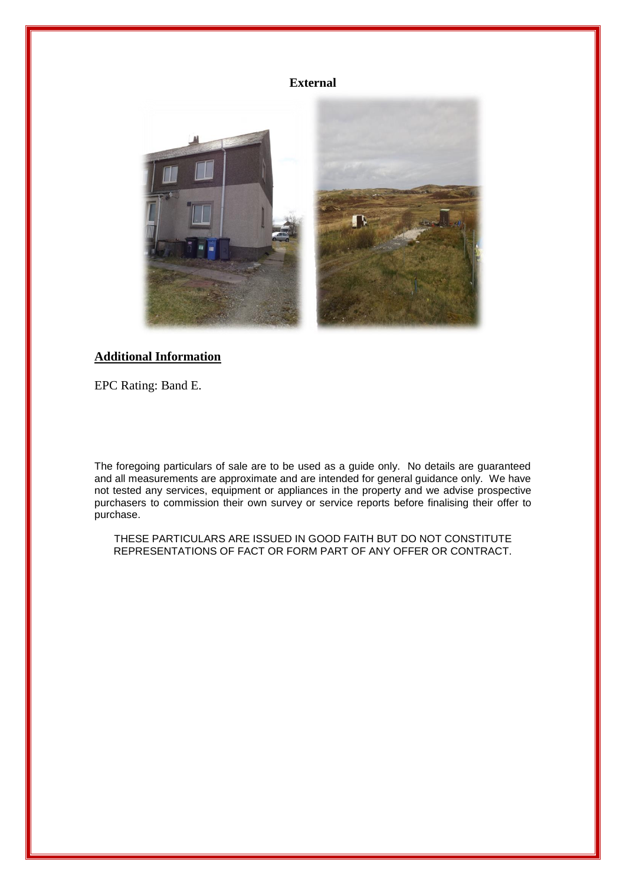**External**

## Additional Information

EPC Rating: Band E.

The foregoing particulars of sale are to be used as a guide only. No details are guaranteed and all measurements are approximate and are intended for general guidance only. We have not tested any services, equipment or appliances in the property and we advise prospective purchasers to commission their own survey or service reports before finalising their offer to purchase.

THESE PARTICULARS ARE ISSUED IN GOOD FAITH BUT DO NOT CONSTITUTE REPRESENTATIONS OF FACT OR FORM PART OF ANY OFFER OR CONTRACT.